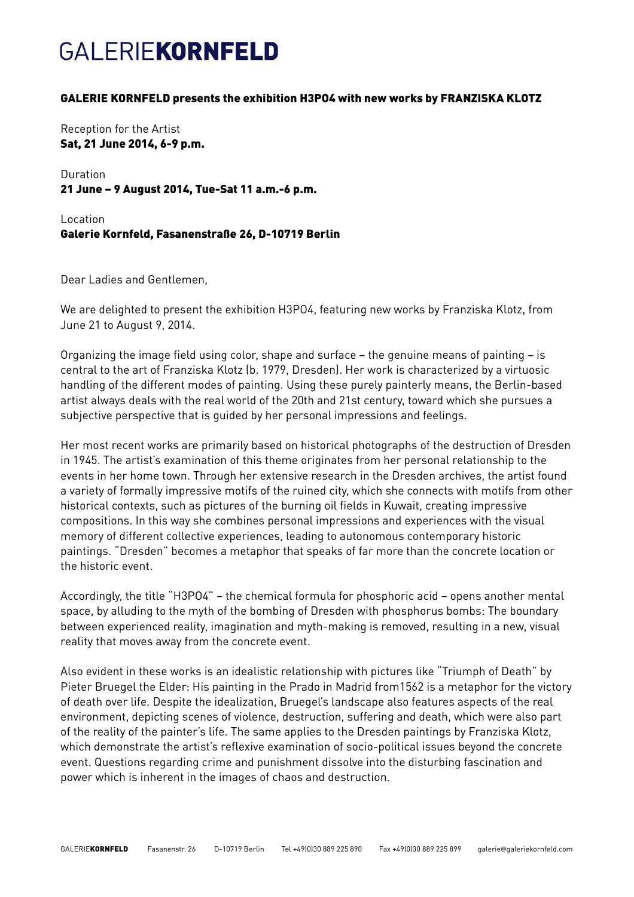# GALERIE**KORNFELD**

**GALERIE KORNFELD presents the exhibition H3PO4 with new works by FRANZISKA KLOTZ**

Reception for the Artist
**Sat, 21 June 2014, 6-9 p.m.**

Duration
**21 June – 9 August 2014, Tue-Sat 11 a.m.-6 p.m.**

Location
**Galerie Kornfeld, Fasanenstraße 26, D-10719 Berlin**

Dear Ladies and Gentlemen,

We are delighted to present the exhibition H3PO4, featuring new works by Franziska Klotz, from June 21 to August 9, 2014.

Organizing the image field using color, shape and surface – the genuine means of painting – is central to the art of Franziska Klotz (b. 1979, Dresden). Her work is characterized by a virtuosic handling of the different modes of painting. Using these purely painterly means, the Berlin-based artist always deals with the real world of the 20th and 21st century, toward which she pursues a subjective perspective that is guided by her personal impressions and feelings.

Her most recent works are primarily based on historical photographs of the destruction of Dresden in 1945. The artist's examination of this theme originates from her personal relationship to the events in her home town. Through her extensive research in the Dresden archives, the artist found a variety of formally impressive motifs of the ruined city, which she connects with motifs from other historical contexts, such as pictures of the burning oil fields in Kuwait, creating impressive compositions. In this way she combines personal impressions and experiences with the visual memory of different collective experiences, leading to autonomous contemporary historic paintings. "Dresden" becomes a metaphor that speaks of far more than the concrete location or the historic event.

Accordingly, the title "H3PO4" – the chemical formula for phosphoric acid – opens another mental space, by alluding to the myth of the bombing of Dresden with phosphorus bombs: The boundary between experienced reality, imagination and myth-making is removed, resulting in a new, visual reality that moves away from the concrete event.

Also evident in these works is an idealistic relationship with pictures like "Triumph of Death" by Pieter Bruegel the Elder: His painting in the Prado in Madrid from1562 is a metaphor for the victory of death over life. Despite the idealization, Bruegel's landscape also features aspects of the real environment, depicting scenes of violence, destruction, suffering and death, which were also part of the reality of the painter's life. The same applies to the Dresden paintings by Franziska Klotz, which demonstrate the artist's reflexive examination of socio-political issues beyond the concrete event. Questions regarding crime and punishment dissolve into the disturbing fascination and power which is inherent in the images of chaos and destruction.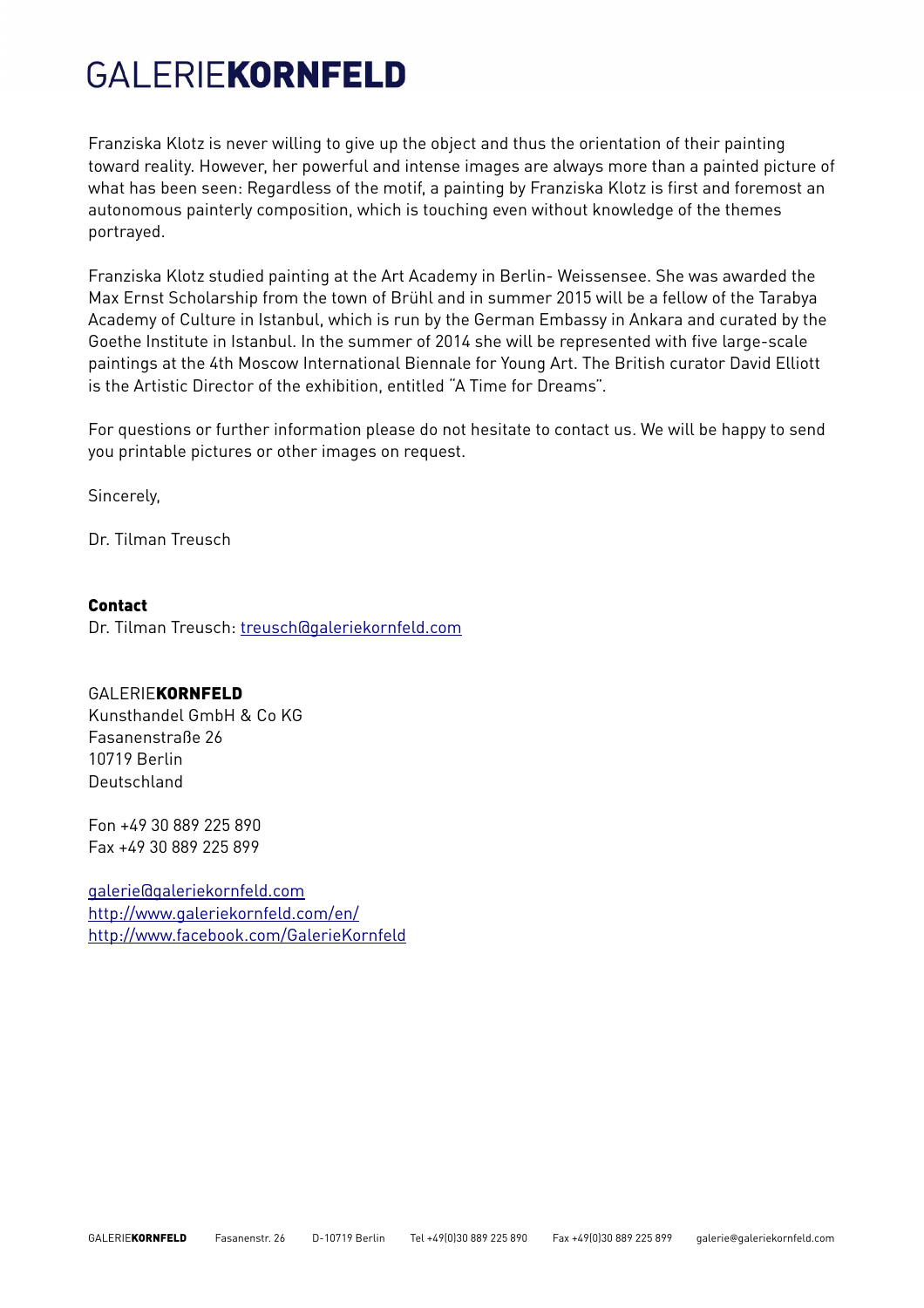Franziska Klotz is never willing to give up the object and thus the orientation of their painting toward reality. However, her powerful and intense images are always more than a painted picture of what has been seen: Regardless of the motif, a painting by Franziska Klotz is first and foremost an autonomous painterly composition, which is touching even without knowledge of the themes portrayed.

Franziska Klotz studied painting at the Art Academy in Berlin- Weissensee. She was awarded the Max Ernst Scholarship from the town of Brühl and in summer 2015 will be a fellow of the Tarabya Academy of Culture in Istanbul, which is run by the German Embassy in Ankara and curated by the Goethe Institute in Istanbul. In the summer of 2014 she will be represented with five large-scale paintings at the 4th Moscow International Biennale for Young Art. The British curator David Elliott is the Artistic Director of the exhibition, entitled "A Time for Dreams".

For questions or further information please do not hesitate to contact us. We will be happy to send you printable pictures or other images on request.

Sincerely,

Dr. Tilman Treusch

**Contact**
Dr. Tilman Treusch: treusch@galeriekornfeld.com

GALERIE**KORNFELD**
Kunsthandel GmbH & Co KG
Fasanenstraße 26
10719 Berlin
Deutschland

Fon +49 30 889 225 890
Fax +49 30 889 225 899

galerie@galeriekornfeld.com
http://www.galeriekornfeld.com/en/
http://www.facebook.com/GalerieKornfeld